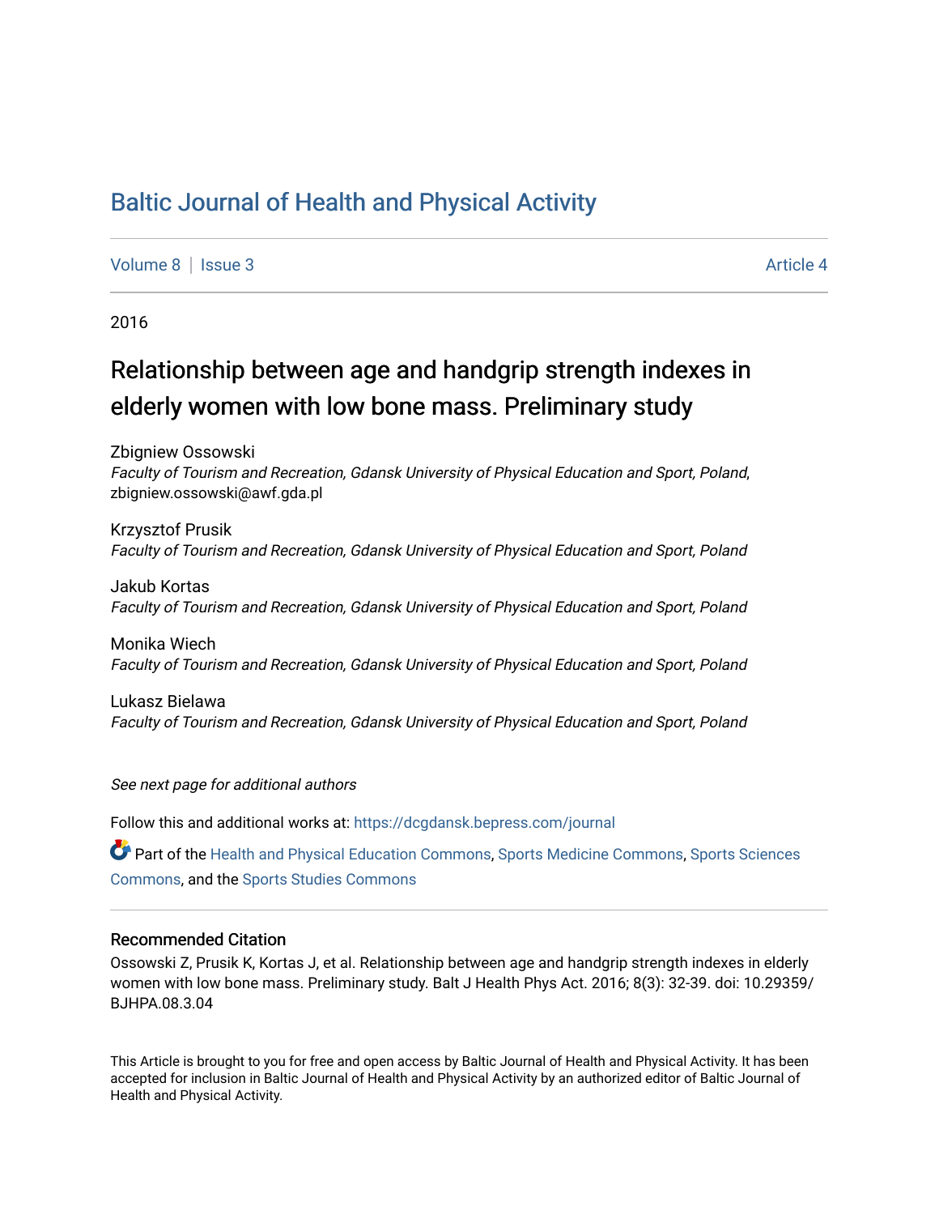# Baltic Journal of Health and Physical Activity

Volume 8 | Issue 3 Article 4

2016

## Relationship between age and handgrip strength indexes in elderly women with low bone mass. Preliminary study

Zbigniew Ossowski
*Faculty of Tourism and Recreation, Gdansk University of Physical Education and Sport, Poland*, zbigniew.ossowski@awf.gda.pl

Krzysztof Prusik
*Faculty of Tourism and Recreation, Gdansk University of Physical Education and Sport, Poland*

Jakub Kortas
*Faculty of Tourism and Recreation, Gdansk University of Physical Education and Sport, Poland*

Monika Wiech
*Faculty of Tourism and Recreation, Gdansk University of Physical Education and Sport, Poland*

Lukasz Bielawa
*Faculty of Tourism and Recreation, Gdansk University of Physical Education and Sport, Poland*

*See next page for additional authors*

Follow this and additional works at: https://dcgdansk.bepress.com/journal

Part of the Health and Physical Education Commons, Sports Medicine Commons, Sports Sciences Commons, and the Sports Studies Commons

### Recommended Citation

Ossowski Z, Prusik K, Kortas J, et al. Relationship between age and handgrip strength indexes in elderly women with low bone mass. Preliminary study. Balt J Health Phys Act. 2016; 8(3): 32-39. doi: 10.29359/BJHPA.08.3.04

This Article is brought to you for free and open access by Baltic Journal of Health and Physical Activity. It has been accepted for inclusion in Baltic Journal of Health and Physical Activity by an authorized editor of Baltic Journal of Health and Physical Activity.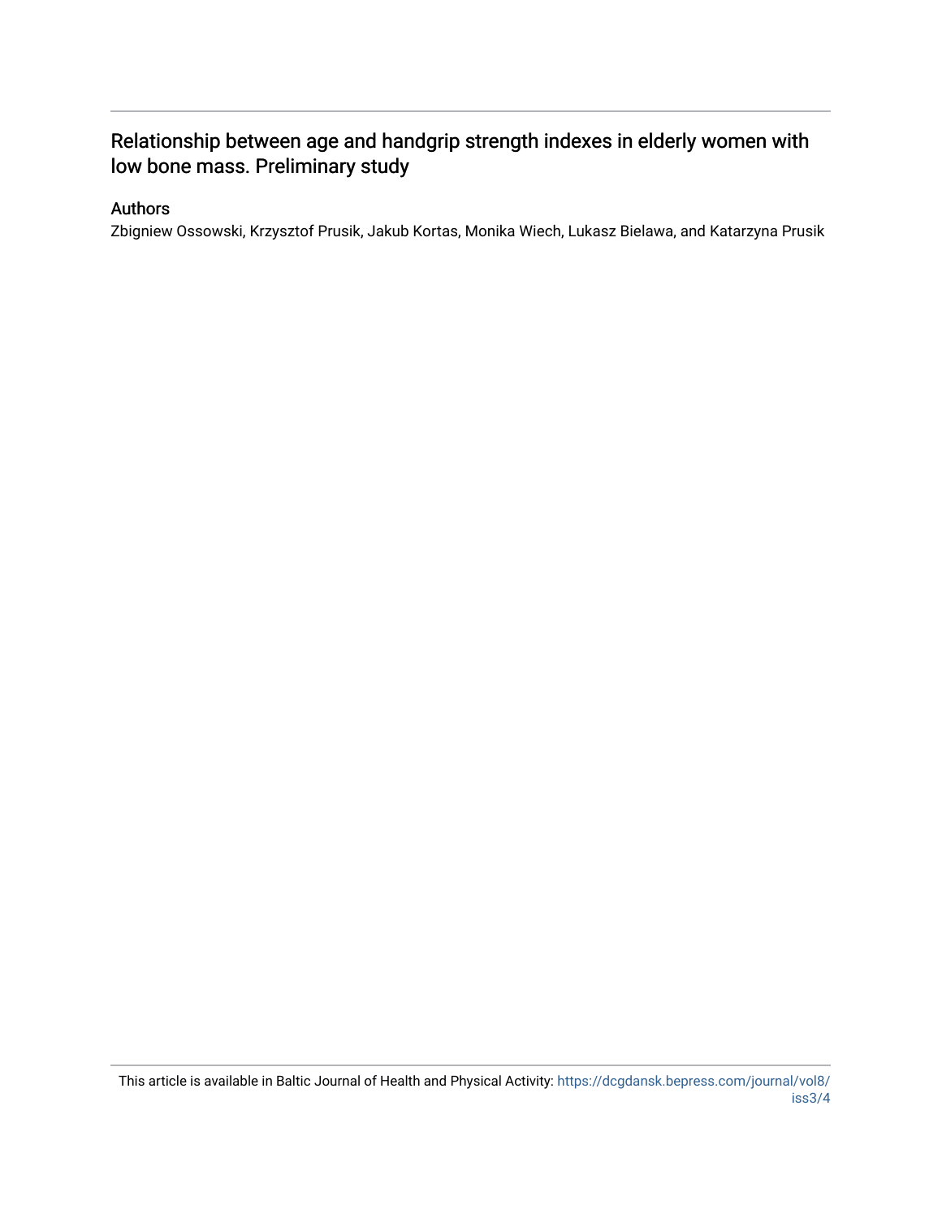# Relationship between age and handgrip strength indexes in elderly women with low bone mass. Preliminary study

## Authors

Zbigniew Ossowski, Krzysztof Prusik, Jakub Kortas, Monika Wiech, Lukasz Bielawa, and Katarzyna Prusik

This article is available in Baltic Journal of Health and Physical Activity: https://dcgdansk.bepress.com/journal/vol8/iss3/4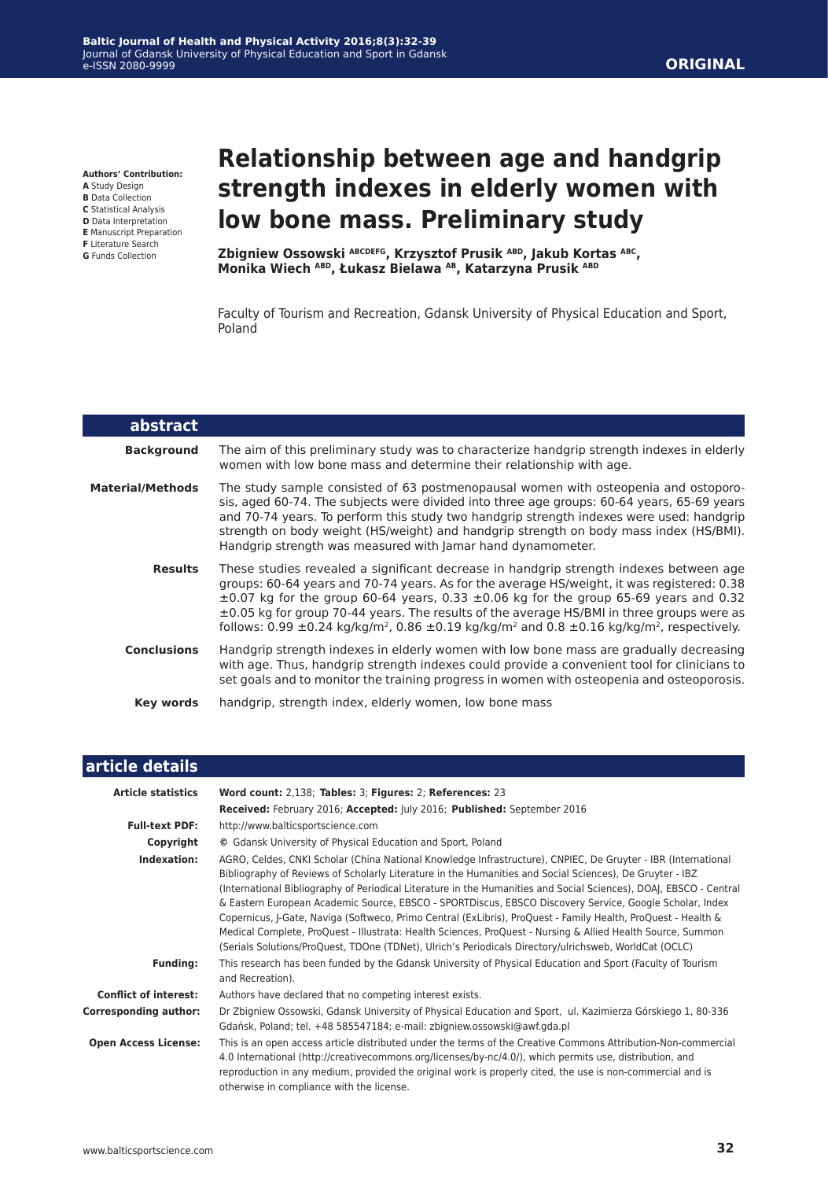**Authors' Contribution:**
**A** Study Design
**B** Data Collection
**C** Statistical Analysis
**D** Data Interpretation
**E** Manuscript Preparation
**F** Literature Search
**G** Funds Collection

# Relationship between age and handgrip strength indexes in elderly women with low bone mass. Preliminary study

**Zbigniew Ossowski ABCDEFG, Krzysztof Prusik ABD, Jakub Kortas ABC, Monika Wiech ABD, Łukasz Bielawa AB, Katarzyna Prusik ABD**

Faculty of Tourism and Recreation, Gdansk University of Physical Education and Sport, Poland

## abstract

**Background**
The aim of this preliminary study was to characterize handgrip strength indexes in elderly women with low bone mass and determine their relationship with age.

**Material/Methods**
The study sample consisted of 63 postmenopausal women with osteopenia and ostoporosis, aged 60-74. The subjects were divided into three age groups: 60-64 years, 65-69 years and 70-74 years. To perform this study two handgrip strength indexes were used: handgrip strength on body weight (HS/weight) and handgrip strength on body mass index (HS/BMI). Handgrip strength was measured with Jamar hand dynamometer.

**Results**
These studies revealed a significant decrease in handgrip strength indexes between age groups: 60-64 years and 70-74 years. As for the average HS/weight, it was registered: 0.38 ±0.07 kg for the group 60-64 years, 0.33 ±0.06 kg for the group 65-69 years and 0.32 ±0.05 kg for group 70-44 years. The results of the average HS/BMI in three groups were as follows: 0.99 ±0.24 kg/kg/m², 0.86 ±0.19 kg/kg/m² and 0.8 ±0.16 kg/kg/m², respectively.

**Conclusions**
Handgrip strength indexes in elderly women with low bone mass are gradually decreasing with age. Thus, handgrip strength indexes could provide a convenient tool for clinicians to set goals and to monitor the training progress in women with osteopenia and osteoporosis.

**Key words**
handgrip, strength index, elderly women, low bone mass

## article details

| | |
|---|---|
| **Article statistics** | **Word count:** 2,138; **Tables:** 3; **Figures:** 2; **References:** 23<br>**Received:** February 2016; **Accepted:** July 2016; **Published:** September 2016 |
| **Full-text PDF:** | http://www.balticsportscience.com |
| **Copyright** | © Gdansk University of Physical Education and Sport, Poland |
| **Indexation:** | AGRO, Celdes, CNKI Scholar (China National Knowledge Infrastructure), CNPIEC, De Gruyter - IBR (International Bibliography of Reviews of Scholarly Literature in the Humanities and Social Sciences), De Gruyter - IBZ (International Bibliography of Periodical Literature in the Humanities and Social Sciences), DOAJ, EBSCO - Central & Eastern European Academic Source, EBSCO - SPORTDiscus, EBSCO Discovery Service, Google Scholar, Index Copernicus, J-Gate, Naviga (Softweco, Primo Central (ExLibris), ProQuest - Family Health, ProQuest - Health & Medical Complete, ProQuest - Illustrata: Health Sciences, ProQuest - Nursing & Allied Health Source, Summon (Serials Solutions/ProQuest, TDOne (TDNet), Ulrich's Periodicals Directory/ulrichsweb, WorldCat (OCLC) |
| **Funding:** | This research has been funded by the Gdansk University of Physical Education and Sport (Faculty of Tourism and Recreation). |
| **Conflict of interest:** | Authors have declared that no competing interest exists. |
| **Corresponding author:** | Dr Zbigniew Ossowski, Gdansk University of Physical Education and Sport, ul. Kazimierza Górskiego 1, 80-336 Gdańsk, Poland; tel. +48 585547184; e-mail: zbigniew.ossowski@awf.gda.pl |
| **Open Access License:** | This is an open access article distributed under the terms of the Creative Commons Attribution-Non-commercial 4.0 International (http://creativecommons.org/licenses/by-nc/4.0/), which permits use, distribution, and reproduction in any medium, provided the original work is properly cited, the use is non-commercial and is otherwise in compliance with the license. |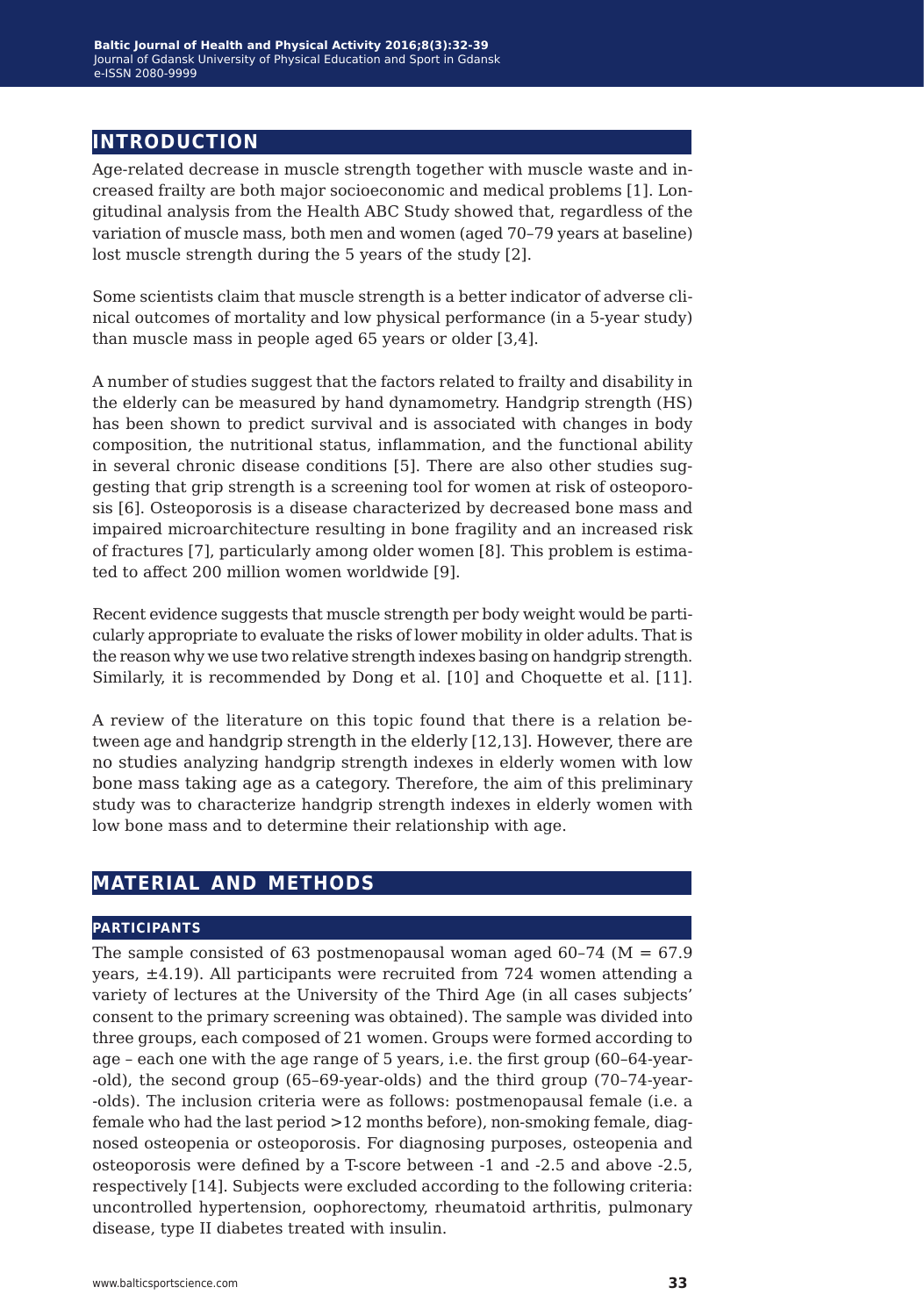## INTRODUCTION

Age-related decrease in muscle strength together with muscle waste and increased frailty are both major socioeconomic and medical problems [1]. Longitudinal analysis from the Health ABC Study showed that, regardless of the variation of muscle mass, both men and women (aged 70–79 years at baseline) lost muscle strength during the 5 years of the study [2].

Some scientists claim that muscle strength is a better indicator of adverse clinical outcomes of mortality and low physical performance (in a 5-year study) than muscle mass in people aged 65 years or older [3,4].

A number of studies suggest that the factors related to frailty and disability in the elderly can be measured by hand dynamometry. Handgrip strength (HS) has been shown to predict survival and is associated with changes in body composition, the nutritional status, inflammation, and the functional ability in several chronic disease conditions [5]. There are also other studies suggesting that grip strength is a screening tool for women at risk of osteoporosis [6]. Osteoporosis is a disease characterized by decreased bone mass and impaired microarchitecture resulting in bone fragility and an increased risk of fractures [7], particularly among older women [8]. This problem is estimated to affect 200 million women worldwide [9].

Recent evidence suggests that muscle strength per body weight would be particularly appropriate to evaluate the risks of lower mobility in older adults. That is the reason why we use two relative strength indexes basing on handgrip strength. Similarly, it is recommended by Dong et al. [10] and Choquette et al. [11].

A review of the literature on this topic found that there is a relation between age and handgrip strength in the elderly [12,13]. However, there are no studies analyzing handgrip strength indexes in elderly women with low bone mass taking age as a category. Therefore, the aim of this preliminary study was to characterize handgrip strength indexes in elderly women with low bone mass and to determine their relationship with age.

## MATERIAL AND METHODS

### PARTICIPANTS

The sample consisted of 63 postmenopausal woman aged 60–74 (M = 67.9 years, ±4.19). All participants were recruited from 724 women attending a variety of lectures at the University of the Third Age (in all cases subjects' consent to the primary screening was obtained). The sample was divided into three groups, each composed of 21 women. Groups were formed according to age – each one with the age range of 5 years, i.e. the first group (60–64-year-old), the second group (65–69-year-olds) and the third group (70–74-year-olds). The inclusion criteria were as follows: postmenopausal female (i.e. a female who had the last period >12 months before), non-smoking female, diagnosed osteopenia or osteoporosis. For diagnosing purposes, osteopenia and osteoporosis were defined by a T-score between -1 and -2.5 and above -2.5, respectively [14]. Subjects were excluded according to the following criteria: uncontrolled hypertension, oophorectomy, rheumatoid arthritis, pulmonary disease, type II diabetes treated with insulin.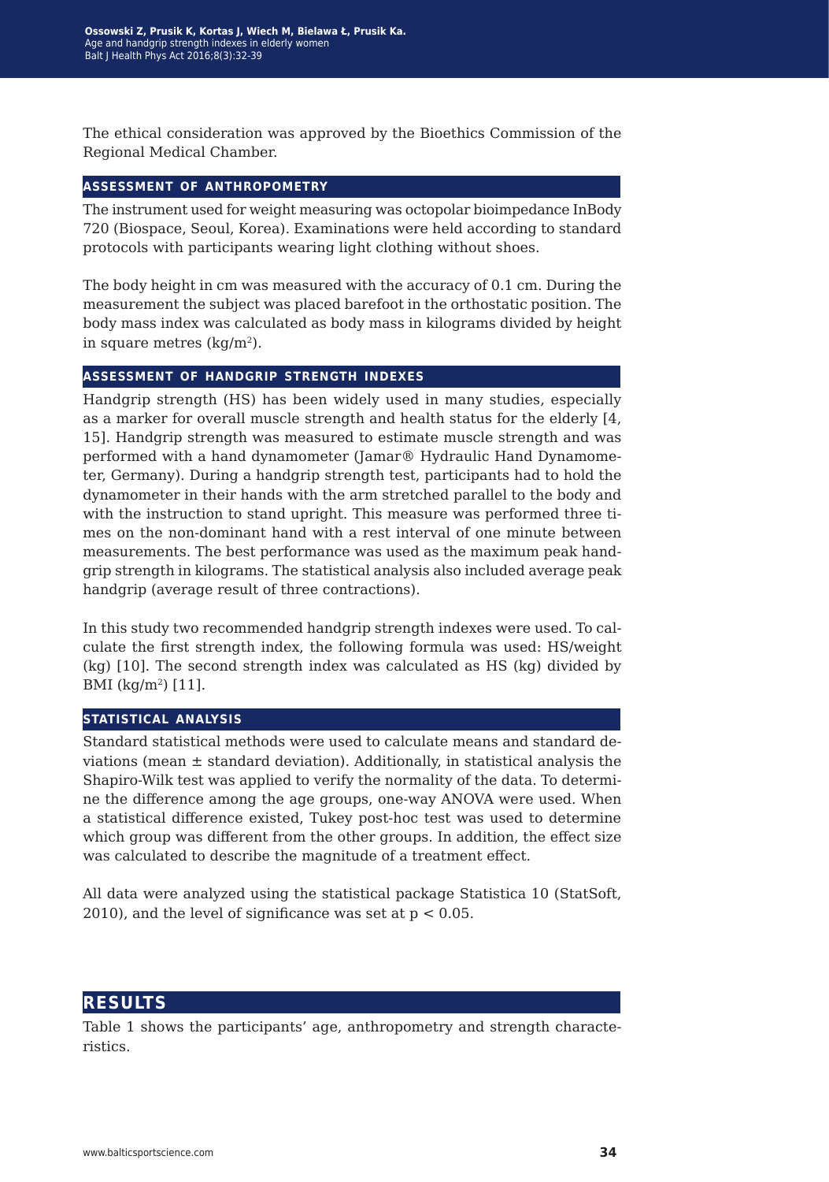The ethical consideration was approved by the Bioethics Commission of the Regional Medical Chamber.

### ASSESSMENT OF ANTHROPOMETRY

The instrument used for weight measuring was octopolar bioimpedance InBody 720 (Biospace, Seoul, Korea). Examinations were held according to standard protocols with participants wearing light clothing without shoes.

The body height in cm was measured with the accuracy of 0.1 cm. During the measurement the subject was placed barefoot in the orthostatic position. The body mass index was calculated as body mass in kilograms divided by height in square metres ($kg/m^2$).

### ASSESSMENT OF HANDGRIP STRENGTH INDEXES

Handgrip strength (HS) has been widely used in many studies, especially as a marker for overall muscle strength and health status for the elderly [4, 15]. Handgrip strength was measured to estimate muscle strength and was performed with a hand dynamometer (Jamar® Hydraulic Hand Dynamometer, Germany). During a handgrip strength test, participants had to hold the dynamometer in their hands with the arm stretched parallel to the body and with the instruction to stand upright. This measure was performed three times on the non-dominant hand with a rest interval of one minute between measurements. The best performance was used as the maximum peak handgrip strength in kilograms. The statistical analysis also included average peak handgrip (average result of three contractions).

In this study two recommended handgrip strength indexes were used. To calculate the first strength index, the following formula was used: HS/weight (kg) [10]. The second strength index was calculated as HS (kg) divided by BMI ($kg/m^2$) [11].

### STATISTICAL ANALYSIS

Standard statistical methods were used to calculate means and standard deviations (mean ± standard deviation). Additionally, in statistical analysis the Shapiro-Wilk test was applied to verify the normality of the data. To determine the difference among the age groups, one-way ANOVA were used. When a statistical difference existed, Tukey post-hoc test was used to determine which group was different from the other groups. In addition, the effect size was calculated to describe the magnitude of a treatment effect.

All data were analyzed using the statistical package Statistica 10 (StatSoft, 2010), and the level of significance was set at $p < 0.05$.

## RESULTS

Table 1 shows the participants' age, anthropometry and strength characteristics.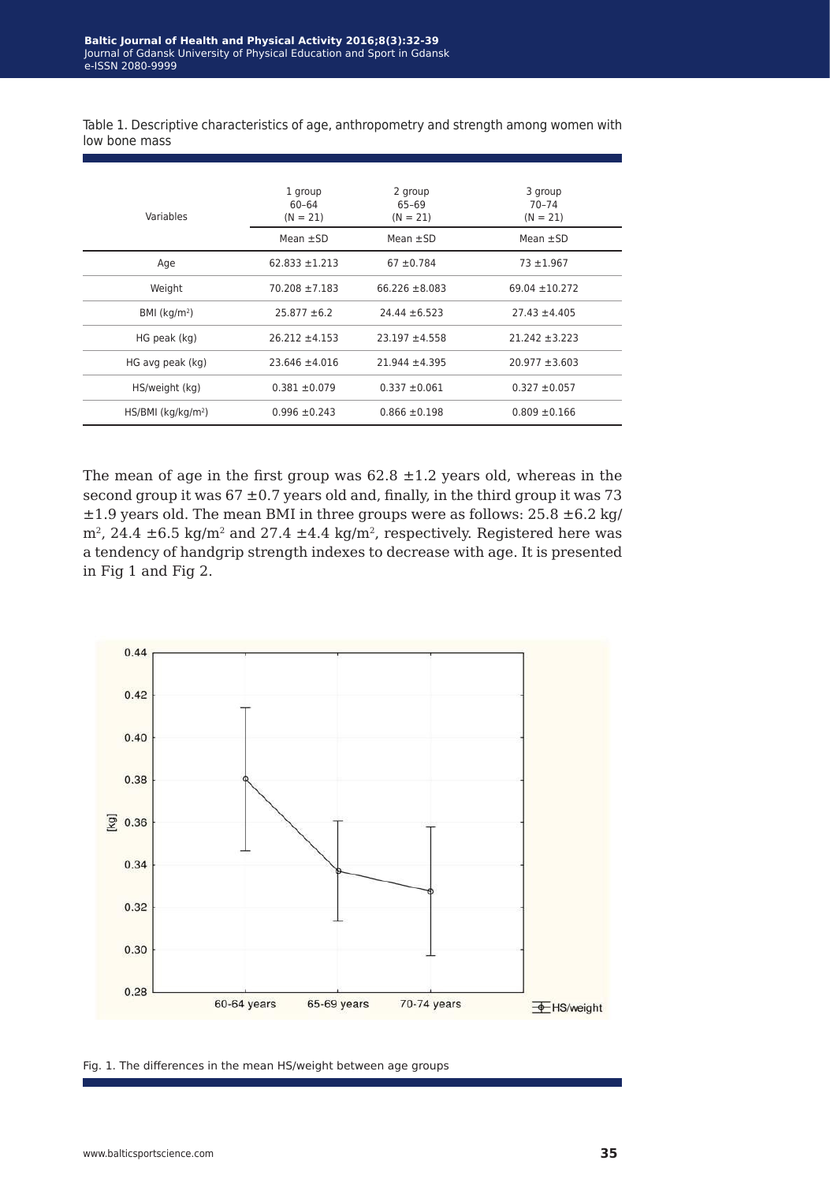Table 1. Descriptive characteristics of age, anthropometry and strength among women with low bone mass

| Variables | 1 group 60–64 (N = 21) | 2 group 65–69 (N = 21) | 3 group 70–74 (N = 21) |
|---|---|---|---|
| | Mean ±SD | Mean ±SD | Mean ±SD |
| Age | 62.833 ±1.213 | 67 ±0.784 | 73 ±1.967 |
| Weight | 70.208 ±7.183 | 66.226 ±8.083 | 69.04 ±10.272 |
| BMI (kg/m$^2$) | 25.877 ±6.2 | 24.44 ±6.523 | 27.43 ±4.405 |
| HG peak (kg) | 26.212 ±4.153 | 23.197 ±4.558 | 21.242 ±3.223 |
| HG avg peak (kg) | 23.646 ±4.016 | 21.944 ±4.395 | 20.977 ±3.603 |
| HS/weight (kg) | 0.381 ±0.079 | 0.337 ±0.061 | 0.327 ±0.057 |
| HS/BMI (kg/kg/m$^2$) | 0.996 ±0.243 | 0.866 ±0.198 | 0.809 ±0.166 |

The mean of age in the first group was 62.8 ±1.2 years old, whereas in the second group it was 67 ±0.7 years old and, finally, in the third group it was 73 ±1.9 years old. The mean BMI in three groups were as follows: 25.8 ±6.2 kg/m$^2$, 24.4 ±6.5 kg/m$^2$ and 27.4 ±4.4 kg/m$^2$, respectively. Registered here was a tendency of handgrip strength indexes to decrease with age. It is presented in Fig 1 and Fig 2.

Fig. 1. The differences in the mean HS/weight between age groups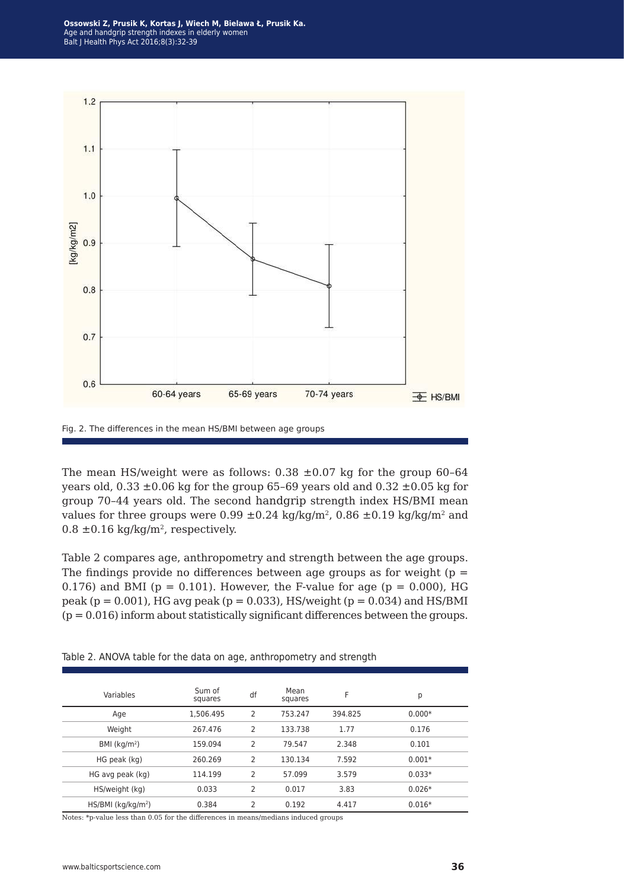Fig. 2. The differences in the mean HS/BMI between age groups

The mean HS/weight were as follows: 0.38 ±0.07 kg for the group 60–64 years old, 0.33 ±0.06 kg for the group 65–69 years old and 0.32 ±0.05 kg for group 70–44 years old. The second handgrip strength index HS/BMI mean values for three groups were 0.99 ±0.24 kg/kg/m$^2$, 0.86 ±0.19 kg/kg/m$^2$ and 0.8 ±0.16 kg/kg/m$^2$, respectively.

Table 2 compares age, anthropometry and strength between the age groups. The findings provide no differences between age groups as for weight ($p = 0.176$) and BMI ($p = 0.101$). However, the F-value for age ($p = 0.000$), HG peak ($p = 0.001$), HG avg peak ($p = 0.033$), HS/weight ($p = 0.034$) and HS/BMI ($p = 0.016$) inform about statistically significant differences between the groups.

Table 2. ANOVA table for the data on age, anthropometry and strength

| Variables | Sum of squares | df | Mean squares | F | p |
|---|---|---|---|---|---|
| Age | 1,506.495 | 2 | 753.247 | 394.825 | 0.000* |
| Weight | 267.476 | 2 | 133.738 | 1.77 | 0.176 |
| BMI (kg/m$^2$) | 159.094 | 2 | 79.547 | 2.348 | 0.101 |
| HG peak (kg) | 260.269 | 2 | 130.134 | 7.592 | 0.001* |
| HG avg peak (kg) | 114.199 | 2 | 57.099 | 3.579 | 0.033* |
| HS/weight (kg) | 0.033 | 2 | 0.017 | 3.83 | 0.026* |
| HS/BMI (kg/kg/m$^2$) | 0.384 | 2 | 0.192 | 4.417 | 0.016* |

Notes: *p-value less than 0.05 for the differences in means/medians induced groups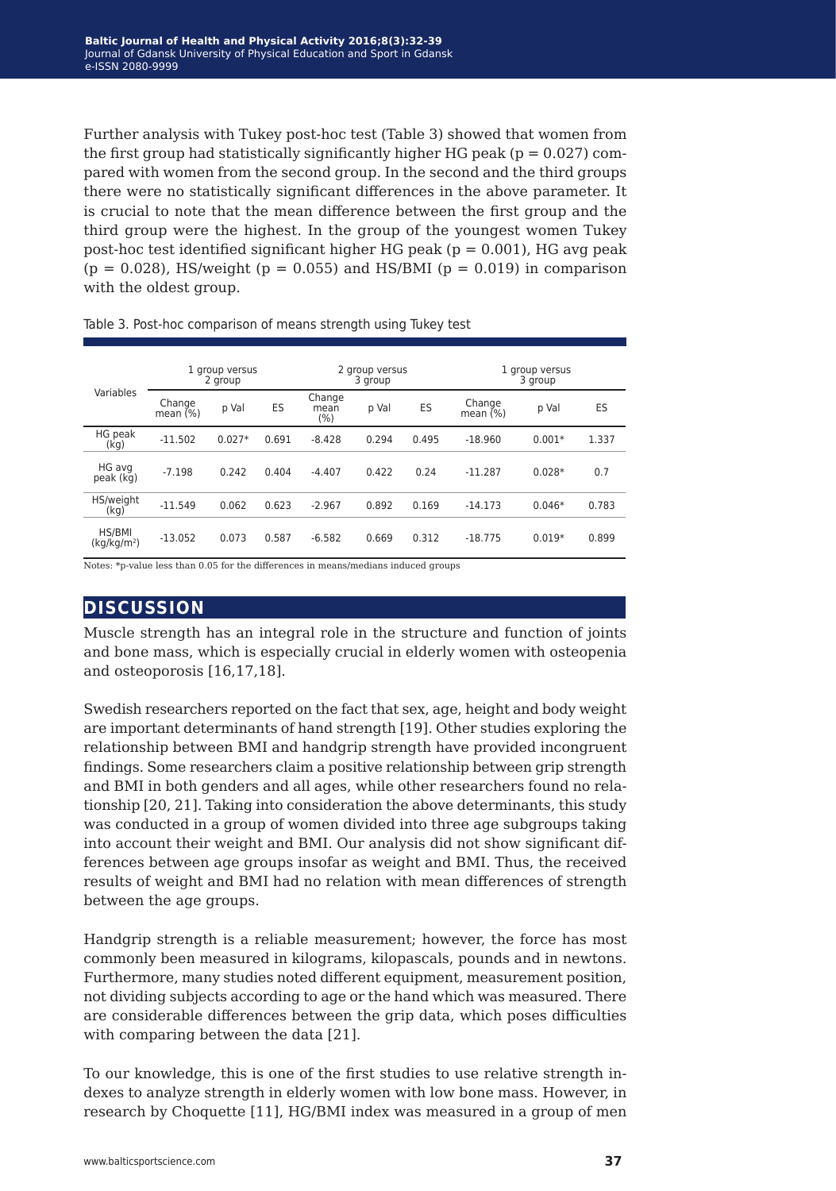Further analysis with Tukey post-hoc test (Table 3) showed that women from the first group had statistically significantly higher HG peak ($p = 0.027$) compared with women from the second group. In the second and the third groups there were no statistically significant differences in the above parameter. It is crucial to note that the mean difference between the first group and the third group were the highest. In the group of the youngest women Tukey post-hoc test identified significant higher HG peak ($p = 0.001$), HG avg peak ($p = 0.028$), HS/weight ($p = 0.055$) and HS/BMI ($p = 0.019$) in comparison with the oldest group.

Table 3. Post-hoc comparison of means strength using Tukey test

| Variables | 1 group versus 2 group | | | 2 group versus 3 group | | | 1 group versus 3 group | | |
|---|---|---|---|---|---|---|---|---|---|
| | Change mean (%) | p Val | ES | Change mean (%) | p Val | ES | Change mean (%) | p Val | ES |
| HG peak (kg) | -11.502 | 0.027* | 0.691 | -8.428 | 0.294 | 0.495 | -18.960 | 0.001* | 1.337 |
| HG avg peak (kg) | -7.198 | 0.242 | 0.404 | -4.407 | 0.422 | 0.24 | -11.287 | 0.028* | 0.7 |
| HS/weight (kg) | -11.549 | 0.062 | 0.623 | -2.967 | 0.892 | 0.169 | -14.173 | 0.046* | 0.783 |
| HS/BMI ($kg/kg/m^2$) | -13.052 | 0.073 | 0.587 | -6.582 | 0.669 | 0.312 | -18.775 | 0.019* | 0.899 |

Notes: *p-value less than 0.05 for the differences in means/medians induced groups

## DISCUSSION

Muscle strength has an integral role in the structure and function of joints and bone mass, which is especially crucial in elderly women with osteopenia and osteoporosis [16,17,18].

Swedish researchers reported on the fact that sex, age, height and body weight are important determinants of hand strength [19]. Other studies exploring the relationship between BMI and handgrip strength have provided incongruent findings. Some researchers claim a positive relationship between grip strength and BMI in both genders and all ages, while other researchers found no relationship [20, 21]. Taking into consideration the above determinants, this study was conducted in a group of women divided into three age subgroups taking into account their weight and BMI. Our analysis did not show significant differences between age groups insofar as weight and BMI. Thus, the received results of weight and BMI had no relation with mean differences of strength between the age groups.

Handgrip strength is a reliable measurement; however, the force has most commonly been measured in kilograms, kilopascals, pounds and in newtons. Furthermore, many studies noted different equipment, measurement position, not dividing subjects according to age or the hand which was measured. There are considerable differences between the grip data, which poses difficulties with comparing between the data [21].

To our knowledge, this is one of the first studies to use relative strength indexes to analyze strength in elderly women with low bone mass. However, in research by Choquette [11], HG/BMI index was measured in a group of men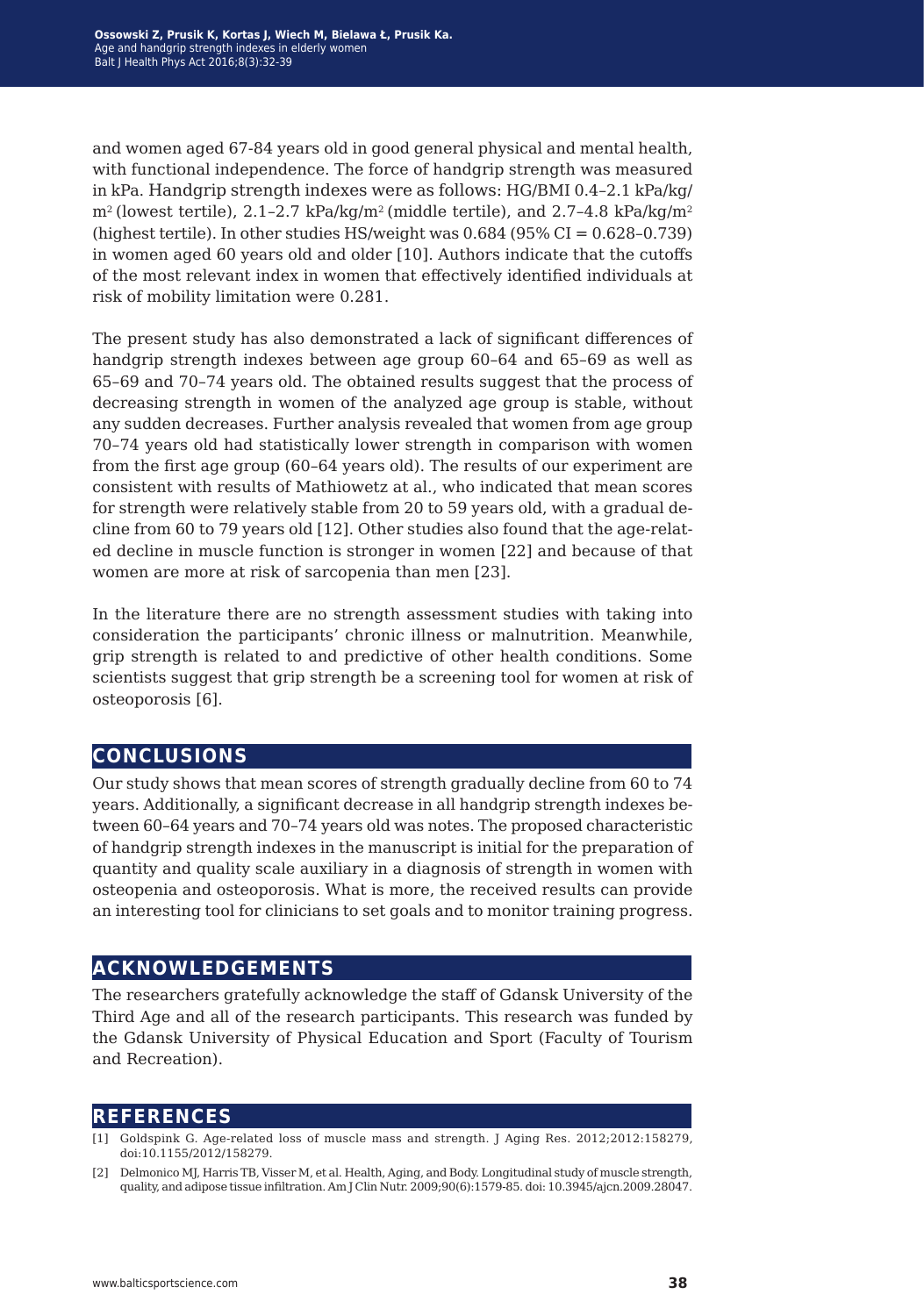and women aged 67-84 years old in good general physical and mental health, with functional independence. The force of handgrip strength was measured in kPa. Handgrip strength indexes were as follows: HG/BMI 0.4–2.1 kPa/kg/m$^2$ (lowest tertile), 2.1–2.7 kPa/kg/m$^2$ (middle tertile), and 2.7–4.8 kPa/kg/m$^2$ (highest tertile). In other studies HS/weight was 0.684 (95% CI = 0.628–0.739) in women aged 60 years old and older [10]. Authors indicate that the cutoffs of the most relevant index in women that effectively identified individuals at risk of mobility limitation were 0.281.

The present study has also demonstrated a lack of significant differences of handgrip strength indexes between age group 60–64 and 65–69 as well as 65–69 and 70–74 years old. The obtained results suggest that the process of decreasing strength in women of the analyzed age group is stable, without any sudden decreases. Further analysis revealed that women from age group 70–74 years old had statistically lower strength in comparison with women from the first age group (60–64 years old). The results of our experiment are consistent with results of Mathiowetz at al., who indicated that mean scores for strength were relatively stable from 20 to 59 years old, with a gradual decline from 60 to 79 years old [12]. Other studies also found that the age-related decline in muscle function is stronger in women [22] and because of that women are more at risk of sarcopenia than men [23].

In the literature there are no strength assessment studies with taking into consideration the participants' chronic illness or malnutrition. Meanwhile, grip strength is related to and predictive of other health conditions. Some scientists suggest that grip strength be a screening tool for women at risk of osteoporosis [6].

## CONCLUSIONS

Our study shows that mean scores of strength gradually decline from 60 to 74 years. Additionally, a significant decrease in all handgrip strength indexes between 60–64 years and 70–74 years old was notes. The proposed characteristic of handgrip strength indexes in the manuscript is initial for the preparation of quantity and quality scale auxiliary in a diagnosis of strength in women with osteopenia and osteoporosis. What is more, the received results can provide an interesting tool for clinicians to set goals and to monitor training progress.

## ACKNOWLEDGEMENTS

The researchers gratefully acknowledge the staff of Gdansk University of the Third Age and all of the research participants. This research was funded by the Gdansk University of Physical Education and Sport (Faculty of Tourism and Recreation).

## REFERENCES

[1] Goldspink G. Age-related loss of muscle mass and strength. J Aging Res. 2012;2012:158279, doi:10.1155/2012/158279.

[2] Delmonico MJ, Harris TB, Visser M, et al. Health, Aging, and Body. Longitudinal study of muscle strength, quality, and adipose tissue infiltration. Am J Clin Nutr. 2009;90(6):1579-85. doi: 10.3945/ajcn.2009.28047.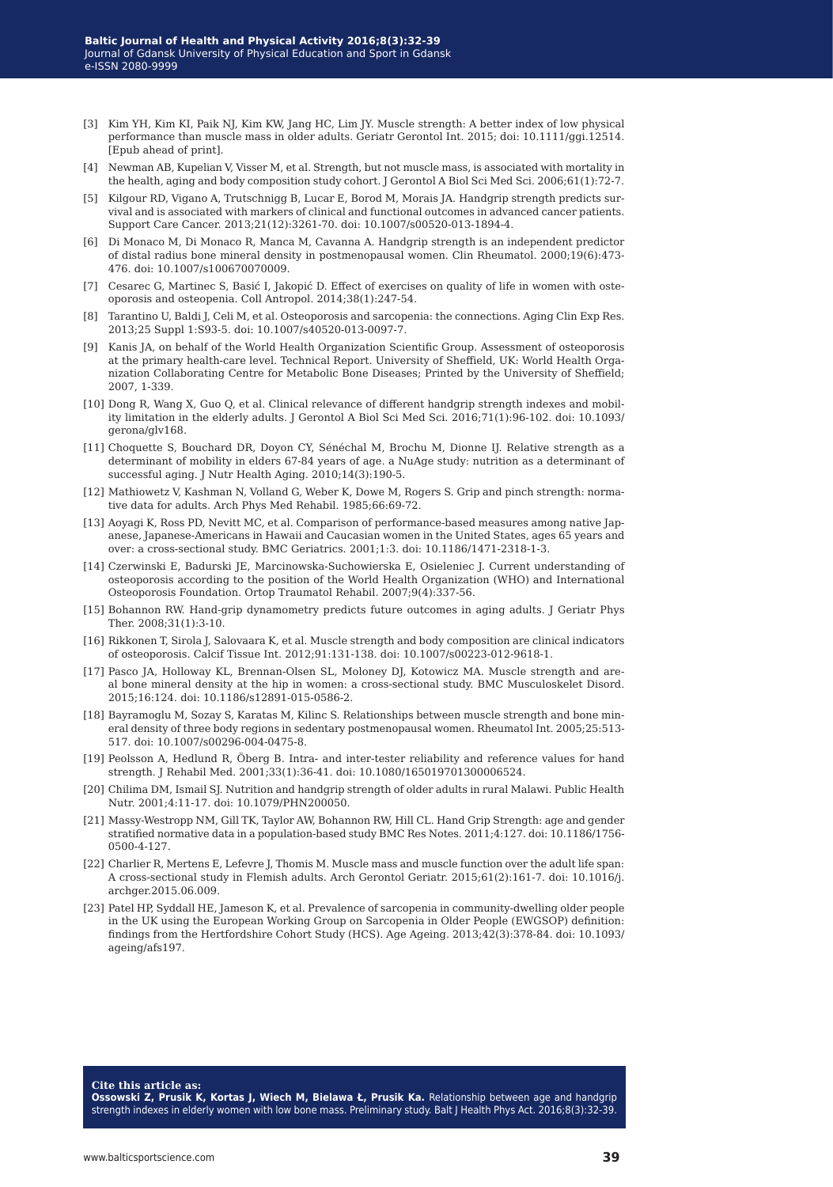[3] Kim YH, Kim KI, Paik NJ, Kim KW, Jang HC, Lim JY. Muscle strength: A better index of low physical performance than muscle mass in older adults. Geriatr Gerontol Int. 2015; doi: 10.1111/ggi.12514. [Epub ahead of print].

[4] Newman AB, Kupelian V, Visser M, et al. Strength, but not muscle mass, is associated with mortality in the health, aging and body composition study cohort. J Gerontol A Biol Sci Med Sci. 2006;61(1):72-7.

[5] Kilgour RD, Vigano A, Trutschnigg B, Lucar E, Borod M, Morais JA. Handgrip strength predicts survival and is associated with markers of clinical and functional outcomes in advanced cancer patients. Support Care Cancer. 2013;21(12):3261-70. doi: 10.1007/s00520-013-1894-4.

[6] Di Monaco M, Di Monaco R, Manca M, Cavanna A. Handgrip strength is an independent predictor of distal radius bone mineral density in postmenopausal women. Clin Rheumatol. 2000;19(6):473-476. doi: 10.1007/s100670070009.

[7] Cesarec G, Martinec S, Basić I, Jakopić D. Effect of exercises on quality of life in women with osteoporosis and osteopenia. Coll Antropol. 2014;38(1):247-54.

[8] Tarantino U, Baldi J, Celi M, et al. Osteoporosis and sarcopenia: the connections. Aging Clin Exp Res. 2013;25 Suppl 1:S93-5. doi: 10.1007/s40520-013-0097-7.

[9] Kanis JA, on behalf of the World Health Organization Scientific Group. Assessment of osteoporosis at the primary health-care level. Technical Report. University of Sheffield, UK: World Health Organization Collaborating Centre for Metabolic Bone Diseases; Printed by the University of Sheffield; 2007, 1-339.

[10] Dong R, Wang X, Guo Q, et al. Clinical relevance of different handgrip strength indexes and mobility limitation in the elderly adults. J Gerontol A Biol Sci Med Sci. 2016;71(1):96-102. doi: 10.1093/gerona/glv168.

[11] Choquette S, Bouchard DR, Doyon CY, Sénéchal M, Brochu M, Dionne IJ. Relative strength as a determinant of mobility in elders 67-84 years of age. a NuAge study: nutrition as a determinant of successful aging. J Nutr Health Aging. 2010;14(3):190-5.

[12] Mathiowetz V, Kashman N, Volland G, Weber K, Dowe M, Rogers S. Grip and pinch strength: normative data for adults. Arch Phys Med Rehabil. 1985;66:69-72.

[13] Aoyagi K, Ross PD, Nevitt MC, et al. Comparison of performance-based measures among native Japanese, Japanese-Americans in Hawaii and Caucasian women in the United States, ages 65 years and over: a cross-sectional study. BMC Geriatrics. 2001;1:3. doi: 10.1186/1471-2318-1-3.

[14] Czerwinski E, Badurski JE, Marcinowska-Suchowierska E, Osieleniec J. Current understanding of osteoporosis according to the position of the World Health Organization (WHO) and International Osteoporosis Foundation. Ortop Traumatol Rehabil. 2007;9(4):337-56.

[15] Bohannon RW. Hand-grip dynamometry predicts future outcomes in aging adults. J Geriatr Phys Ther. 2008;31(1):3-10.

[16] Rikkonen T, Sirola J, Salovaara K, et al. Muscle strength and body composition are clinical indicators of osteoporosis. Calcif Tissue Int. 2012;91:131-138. doi: 10.1007/s00223-012-9618-1.

[17] Pasco JA, Holloway KL, Brennan-Olsen SL, Moloney DJ, Kotowicz MA. Muscle strength and areal bone mineral density at the hip in women: a cross-sectional study. BMC Musculoskelet Disord. 2015;16:124. doi: 10.1186/s12891-015-0586-2.

[18] Bayramoglu M, Sozay S, Karatas M, Kilinc S. Relationships between muscle strength and bone mineral density of three body regions in sedentary postmenopausal women. Rheumatol Int. 2005;25:513-517. doi: 10.1007/s00296-004-0475-8.

[19] Peolsson A, Hedlund R, Öberg B. Intra- and inter-tester reliability and reference values for hand strength. J Rehabil Med. 2001;33(1):36-41. doi: 10.1080/165019701300006524.

[20] Chilima DM, Ismail SJ. Nutrition and handgrip strength of older adults in rural Malawi. Public Health Nutr. 2001;4:11-17. doi: 10.1079/PHN200050.

[21] Massy-Westropp NM, Gill TK, Taylor AW, Bohannon RW, Hill CL. Hand Grip Strength: age and gender stratified normative data in a population-based study BMC Res Notes. 2011;4:127. doi: 10.1186/1756-0500-4-127.

[22] Charlier R, Mertens E, Lefevre J, Thomis M. Muscle mass and muscle function over the adult life span: A cross-sectional study in Flemish adults. Arch Gerontol Geriatr. 2015;61(2):161-7. doi: 10.1016/j.archger.2015.06.009.

[23] Patel HP, Syddall HE, Jameson K, et al. Prevalence of sarcopenia in community-dwelling older people in the UK using the European Working Group on Sarcopenia in Older People (EWGSOP) definition: findings from the Hertfordshire Cohort Study (HCS). Age Ageing. 2013;42(3):378-84. doi: 10.1093/ageing/afs197.

**Cite this article as:**
**Ossowski Z, Prusik K, Kortas J, Wiech M, Bielawa Ł, Prusik Ka.** Relationship between age and handgrip strength indexes in elderly women with low bone mass. Preliminary study. Balt J Health Phys Act. 2016;8(3):32-39.